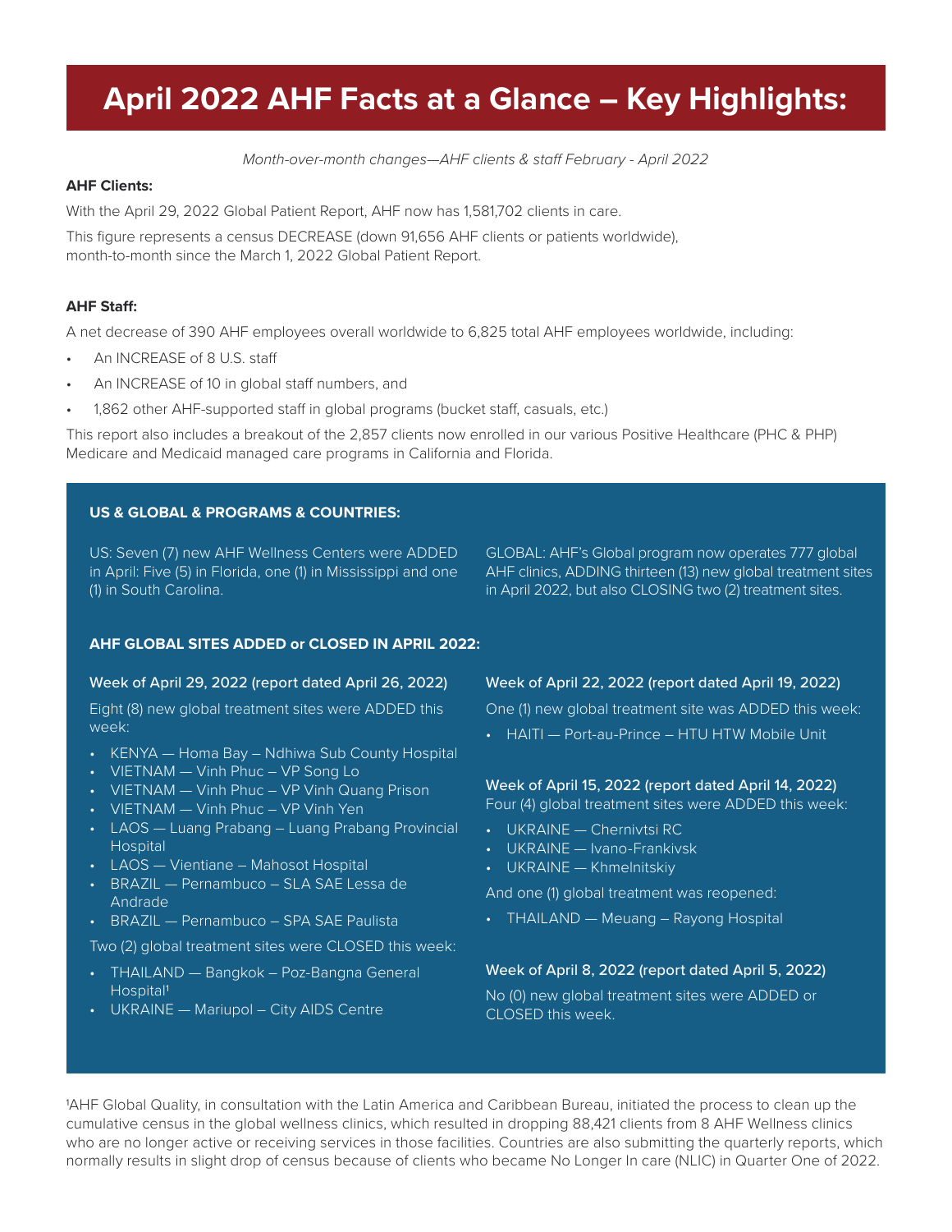# April 2022 AHF Facts at a Glance – Key Highlights:

*Month-over-month changes—AHF clients & staff February - April 2022*

**AHF Clients:**

With the April 29, 2022 Global Patient Report, AHF now has 1,581,702 clients in care.

This figure represents a census DECREASE (down 91,656 AHF clients or patients worldwide), month-to-month since the March 1, 2022 Global Patient Report.

**AHF Staff:**

A net decrease of 390 AHF employees overall worldwide to 6,825 total AHF employees worldwide, including:

- An INCREASE of 8 U.S. staff
- An INCREASE of 10 in global staff numbers, and
- 1,862 other AHF-supported staff in global programs (bucket staff, casuals, etc.)

This report also includes a breakout of the 2,857 clients now enrolled in our various Positive Healthcare (PHC & PHP) Medicare and Medicaid managed care programs in California and Florida.

## US & GLOBAL & PROGRAMS & COUNTRIES:

US: Seven (7) new AHF Wellness Centers were ADDED in April: Five (5) in Florida, one (1) in Mississippi and one (1) in South Carolina.

GLOBAL: AHF's Global program now operates 777 global AHF clinics, ADDING thirteen (13) new global treatment sites in April 2022, but also CLOSING two (2) treatment sites.

## AHF GLOBAL SITES ADDED or CLOSED IN APRIL 2022:

### Week of April 29, 2022 (report dated April 26, 2022)

Eight (8) new global treatment sites were ADDED this week:

- KENYA — Homa Bay – Ndhiwa Sub County Hospital
- VIETNAM — Vinh Phuc – VP Song Lo
- VIETNAM — Vinh Phuc – VP Vinh Quang Prison
- VIETNAM — Vinh Phuc – VP Vinh Yen
- LAOS — Luang Prabang – Luang Prabang Provincial Hospital
- LAOS — Vientiane – Mahosot Hospital
- BRAZIL — Pernambuco – SLA SAE Lessa de Andrade
- BRAZIL — Pernambuco – SPA SAE Paulista

Two (2) global treatment sites were CLOSED this week:

- THAILAND — Bangkok – Poz-Bangna General Hospital[1]
- UKRAINE — Mariupol – City AIDS Centre

### Week of April 22, 2022 (report dated April 19, 2022)

One (1) new global treatment site was ADDED this week:

- HAITI — Port-au-Prince – HTU HTW Mobile Unit

### Week of April 15, 2022 (report dated April 14, 2022)

Four (4) global treatment sites were ADDED this week:

- UKRAINE — Chernivtsi RC
- UKRAINE — Ivano-Frankivsk
- UKRAINE — Khmelnitskiy

And one (1) global treatment was reopened:

- THAILAND — Meuang – Rayong Hospital

### Week of April 8, 2022 (report dated April 5, 2022)

No (0) new global treatment sites were ADDED or CLOSED this week.

[1]AHF Global Quality, in consultation with the Latin America and Caribbean Bureau, initiated the process to clean up the cumulative census in the global wellness clinics, which resulted in dropping 88,421 clients from 8 AHF Wellness clinics who are no longer active or receiving services in those facilities. Countries are also submitting the quarterly reports, which normally results in slight drop of census because of clients who became No Longer In care (NLIC) in Quarter One of 2022.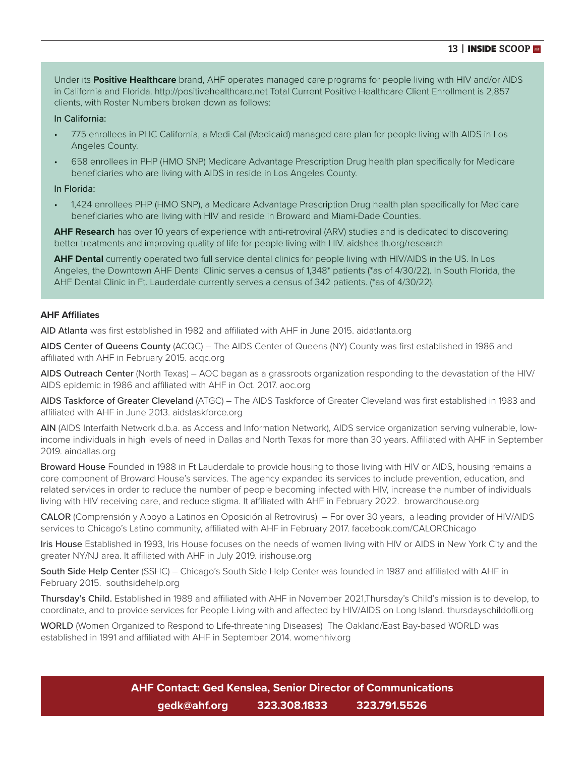Under its **Positive Healthcare** brand, AHF operates managed care programs for people living with HIV and/or AIDS in California and Florida. http://positivehealthcare.net Total Current Positive Healthcare Client Enrollment is 2,857 clients, with Roster Numbers broken down as follows:

In California:

- 775 enrollees in PHC California, a Medi-Cal (Medicaid) managed care plan for people living with AIDS in Los Angeles County.
- 658 enrollees in PHP (HMO SNP) Medicare Advantage Prescription Drug health plan specifically for Medicare beneficiaries who are living with AIDS in reside in Los Angeles County.

In Florida:

- 1,424 enrollees PHP (HMO SNP), a Medicare Advantage Prescription Drug health plan specifically for Medicare beneficiaries who are living with HIV and reside in Broward and Miami-Dade Counties.

**AHF Research** has over 10 years of experience with anti-retroviral (ARV) studies and is dedicated to discovering better treatments and improving quality of life for people living with HIV. aidshealth.org/research

**AHF Dental** currently operated two full service dental clinics for people living with HIV/AIDS in the US. In Los Angeles, the Downtown AHF Dental Clinic serves a census of 1,348* patients (*as of 4/30/22). In South Florida, the AHF Dental Clinic in Ft. Lauderdale currently serves a census of 342 patients. (*as of 4/30/22).

**AHF Affiliates**

AID Atlanta was first established in 1982 and affiliated with AHF in June 2015. aidatlanta.org

AIDS Center of Queens County (ACQC) – The AIDS Center of Queens (NY) County was first established in 1986 and affiliated with AHF in February 2015. acqc.org

AIDS Outreach Center (North Texas) – AOC began as a grassroots organization responding to the devastation of the HIV/AIDS epidemic in 1986 and affiliated with AHF in Oct. 2017. aoc.org

AIDS Taskforce of Greater Cleveland (ATGC) – The AIDS Taskforce of Greater Cleveland was first established in 1983 and affiliated with AHF in June 2013. aidstaskforce.org

AIN (AIDS Interfaith Network d.b.a. as Access and Information Network), AIDS service organization serving vulnerable, low-income individuals in high levels of need in Dallas and North Texas for more than 30 years. Affiliated with AHF in September 2019. aindallas.org

Broward House Founded in 1988 in Ft Lauderdale to provide housing to those living with HIV or AIDS, housing remains a core component of Broward House's services. The agency expanded its services to include prevention, education, and related services in order to reduce the number of people becoming infected with HIV, increase the number of individuals living with HIV receiving care, and reduce stigma. It affiliated with AHF in February 2022. browardhouse.org

CALOR (Comprensión y Apoyo a Latinos en Oposición al Retrovirus) – For over 30 years, a leading provider of HIV/AIDS services to Chicago's Latino community, affiliated with AHF in February 2017. facebook.com/CALORChicago

Iris House Established in 1993, Iris House focuses on the needs of women living with HIV or AIDS in New York City and the greater NY/NJ area. It affiliated with AHF in July 2019. irishouse.org

South Side Help Center (SSHC) – Chicago's South Side Help Center was founded in 1987 and affiliated with AHF in February 2015. southsidehelp.org

Thursday's Child. Established in 1989 and affiliated with AHF in November 2021,Thursday's Child's mission is to develop, to coordinate, and to provide services for People Living with and affected by HIV/AIDS on Long Island. thursdayschildofli.org

WORLD (Women Organized to Respond to Life-threatening Diseases) The Oakland/East Bay-based WORLD was established in 1991 and affiliated with AHF in September 2014. womenhiv.org

**AHF Contact: Ged Kenslea, Senior Director of Communications**

**gedk@ahf.org 323.308.1833 323.791.5526**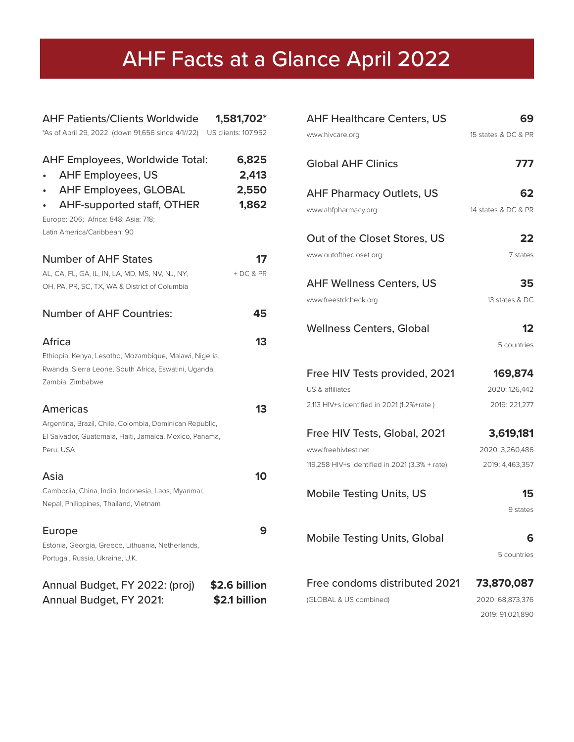# AHF Facts at a Glance April 2022

**AHF Patients/Clients Worldwide** — **1,581,702***

*As of April 29, 2022 (down 91,656 since 4/1//22) — US clients: 107,952

**AHF Employees, Worldwide Total:** — **6,825**

- AHF Employees, US — **2,413**
- AHF Employees, GLOBAL — **2,550**
- AHF-supported staff, OTHER — **1,862**

Europe: 206; Africa: 848; Asia: 718; Latin America/Caribbean: 90

**Number of AHF States** — **17** + DC & PR

AL, CA, FL, GA, IL, IN, LA, MD, MS, NV, NJ, NY, OH, PA, PR, SC, TX, WA & District of Columbia

**Number of AHF Countries:** — **45**

**Africa** — **13**

Ethiopia, Kenya, Lesotho, Mozambique, Malawi, Nigeria, Rwanda, Sierra Leone, South Africa, Eswatini, Uganda, Zambia, Zimbabwe

**Americas** — **13**

Argentina, Brazil, Chile, Colombia, Dominican Republic, El Salvador, Guatemala, Haiti, Jamaica, Mexico, Panama, Peru, USA

**Asia** — **10**

Cambodia, China, India, Indonesia, Laos, Myanmar, Nepal, Philippines, Thailand, Vietnam

**Europe** — **9**

Estonia, Georgia, Greece, Lithuania, Netherlands, Portugal, Russia, Ukraine, U.K.

**Annual Budget, FY 2022: (proj)** — **$2.6 billion**

**Annual Budget, FY 2021:** — **$2.1 billion**

**AHF Healthcare Centers, US** — **69**

www.hivcare.org — 15 states & DC & PR

**Global AHF Clinics** — **777**

**AHF Pharmacy Outlets, US** — **62**

www.ahfpharmacy.org — 14 states & DC & PR

**Out of the Closet Stores, US** — **22**

www.outofthecloset.org — 7 states

**AHF Wellness Centers, US** — **35**

www.freestdcheck.org — 13 states & DC

**Wellness Centers, Global** — **12**

5 countries

**Free HIV Tests provided, 2021** — **169,874**

US & affiliates — 2020: 126,442

2,113 HIV+s identified in 2021 (1.2%+rate ) — 2019: 221,277

**Free HIV Tests, Global, 2021** — **3,619,181**

www.freehivtest.net — 2020: 3,260,486

119,258 HIV+s identified in 2021 (3.3% + rate) — 2019: 4,463,357

**Mobile Testing Units, US** — **15**

9 states

**Mobile Testing Units, Global** — **6**

5 countries

**Free condoms distributed 2021** — **73,870,087**

(GLOBAL & US combined) — 2020: 68,873,376

2019: 91,021,890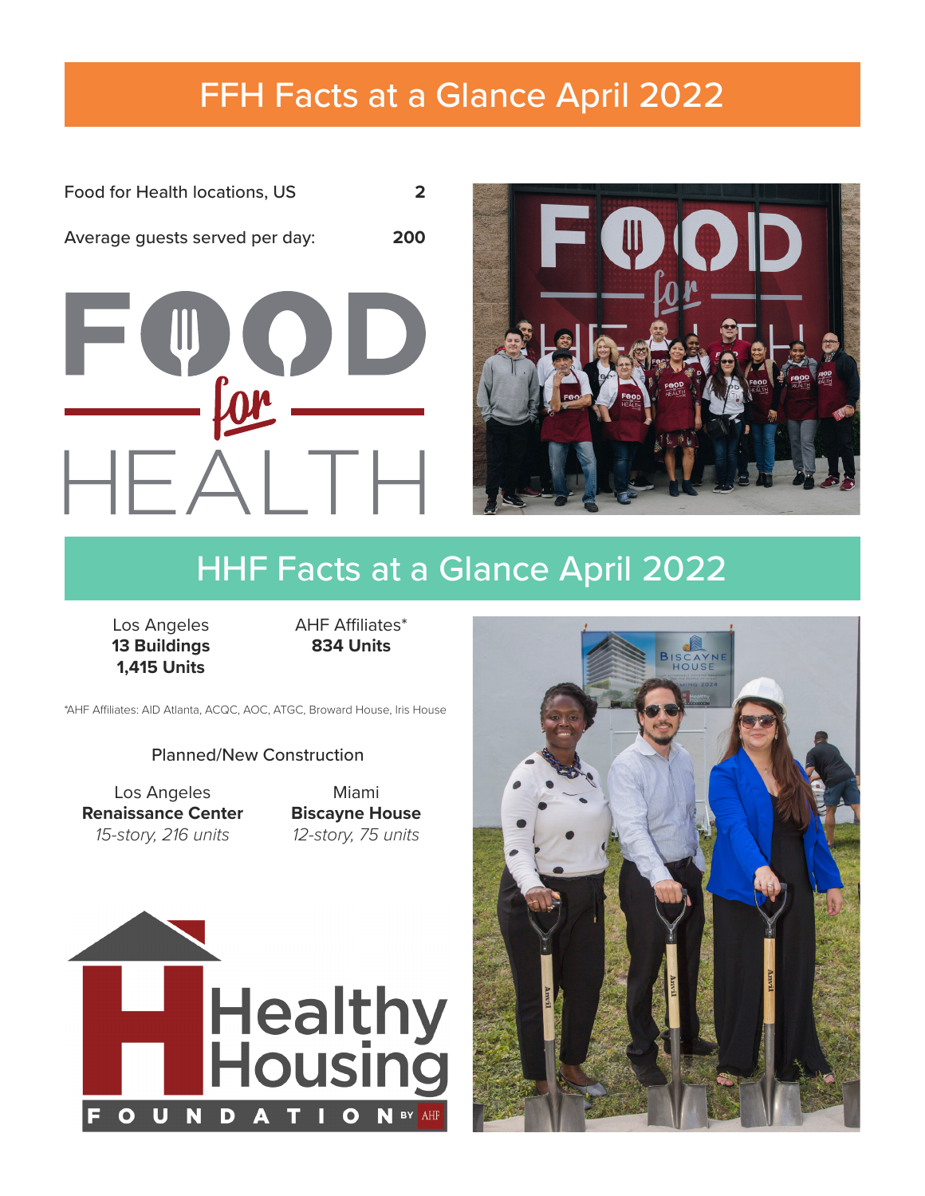# FFH Facts at a Glance April 2022

| | |
|---|---|
| Food for Health locations, US | **2** |
| Average guests served per day: | **200** |

# HHF Facts at a Glance April 2022

Los Angeles
**13 Buildings**
**1,415 Units**

AHF Affiliates*
**834 Units**

*AHF Affiliates: AID Atlanta, ACQC, AOC, ATGC, Broward House, Iris House

Planned/New Construction

Los Angeles
**Renaissance Center**
*15-story, 216 units*

Miami
**Biscayne House**
*12-story, 75 units*